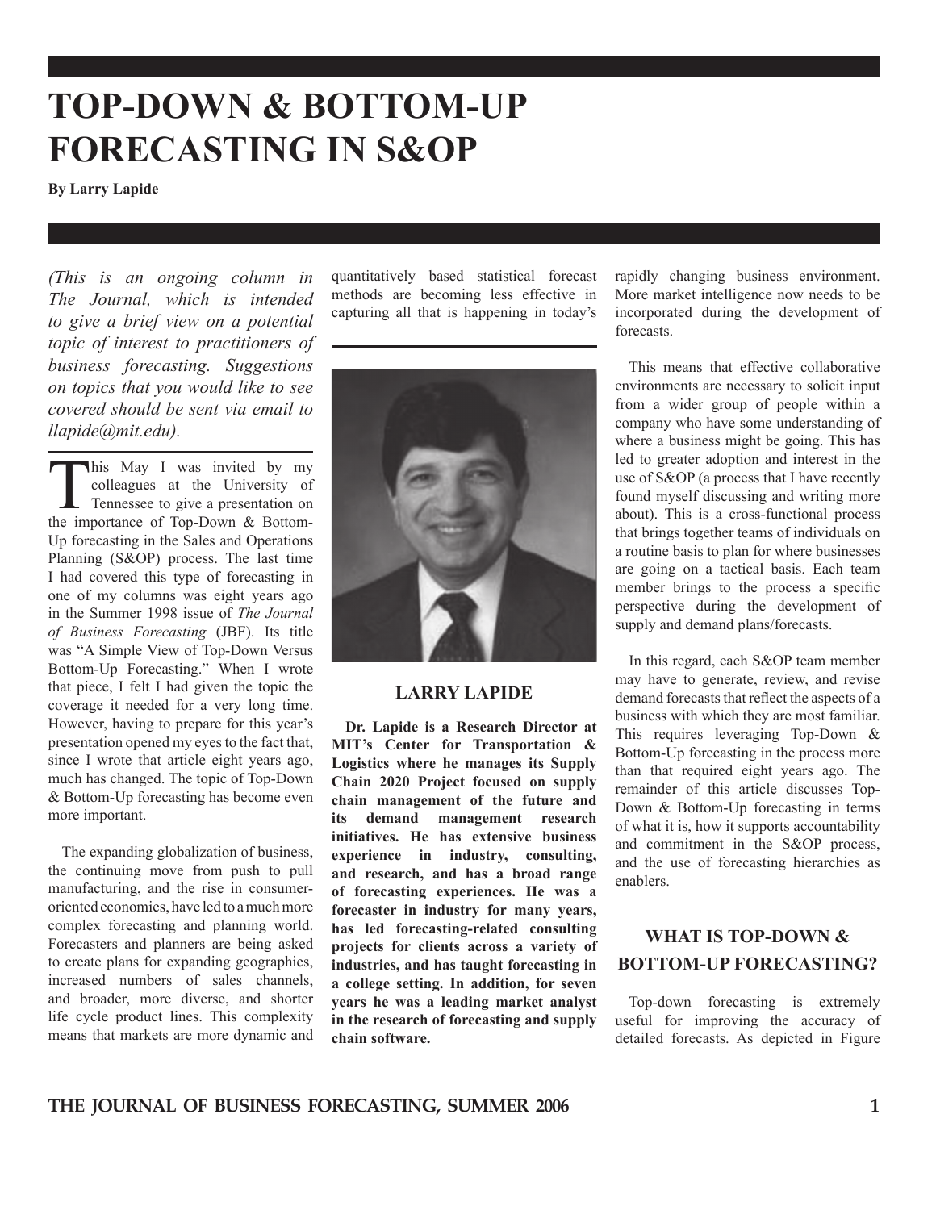# TOP-DOWN & BOTTOM-UP FORECASTING IN S&OP

**By Larry Lapide**

*(This is an ongoing column in The Journal, which is intended to give a brief view on a potential topic of interest to practitioners of business forecasting. Suggestions on topics that you would like to see covered should be sent via email to llapide@mit.edu).*

This May I was invited by my colleagues at the University of Tennessee to give a presentation on the importance of Top-Down & Bottom-Up forecasting in the Sales and Operations Planning (S&OP) process. The last time I had covered this type of forecasting in one of my columns was eight years ago in the Summer 1998 issue of *The Journal of Business Forecasting* (JBF). Its title was "A Simple View of Top-Down Versus Bottom-Up Forecasting." When I wrote that piece, I felt I had given the topic the coverage it needed for a very long time. However, having to prepare for this year's presentation opened my eyes to the fact that, since I wrote that article eight years ago, much has changed. The topic of Top-Down & Bottom-Up forecasting has become even more important.

The expanding globalization of business, the continuing move from push to pull manufacturing, and the rise in consumer-oriented economies, have led to a much more complex forecasting and planning world. Forecasters and planners are being asked to create plans for expanding geographies, increased numbers of sales channels, and broader, more diverse, and shorter life cycle product lines. This complexity means that markets are more dynamic and quantitatively based statistical forecast methods are becoming less effective in capturing all that is happening in today's rapidly changing business environment. More market intelligence now needs to be incorporated during the development of forecasts.

**LARRY LAPIDE**

**Dr. Lapide is a Research Director at MIT's Center for Transportation & Logistics where he manages its Supply Chain 2020 Project focused on supply chain management of the future and its demand management research initiatives. He has extensive business experience in industry, consulting, and research, and has a broad range of forecasting experiences. He was a forecaster in industry for many years, has led forecasting-related consulting projects for clients across a variety of industries, and has taught forecasting in a college setting. In addition, for seven years he was a leading market analyst in the research of forecasting and supply chain software.**

This means that effective collaborative environments are necessary to solicit input from a wider group of people within a company who have some understanding of where a business might be going. This has led to greater adoption and interest in the use of S&OP (a process that I have recently found myself discussing and writing more about). This is a cross-functional process that brings together teams of individuals on a routine basis to plan for where businesses are going on a tactical basis. Each team member brings to the process a specific perspective during the development of supply and demand plans/forecasts.

In this regard, each S&OP team member may have to generate, review, and revise demand forecasts that reflect the aspects of a business with which they are most familiar. This requires leveraging Top-Down & Bottom-Up forecasting in the process more than that required eight years ago. The remainder of this article discusses Top-Down & Bottom-Up forecasting in terms of what it is, how it supports accountability and commitment in the S&OP process, and the use of forecasting hierarchies as enablers.

## WHAT IS TOP-DOWN & BOTTOM-UP FORECASTING?

Top-down forecasting is extremely useful for improving the accuracy of detailed forecasts. As depicted in Figure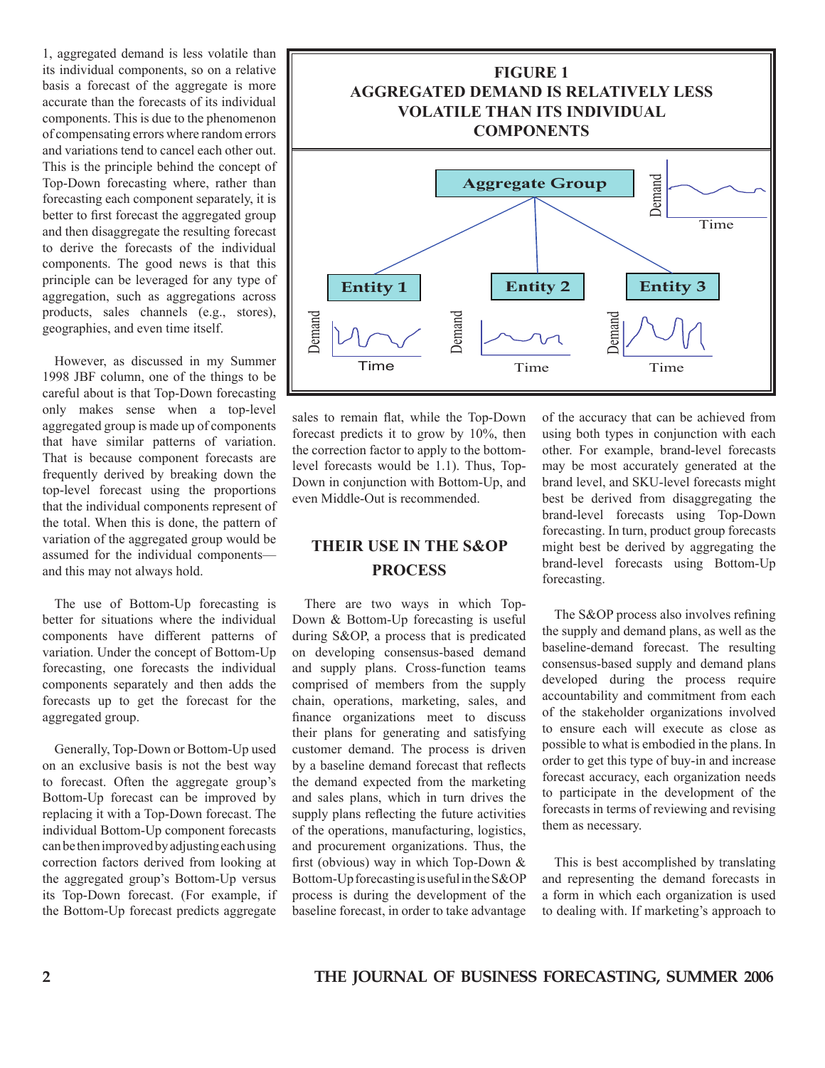1, aggregated demand is less volatile than its individual components, so on a relative basis a forecast of the aggregate is more accurate than the forecasts of its individual components. This is due to the phenomenon of compensating errors where random errors and variations tend to cancel each other out. This is the principle behind the concept of Top-Down forecasting where, rather than forecasting each component separately, it is better to first forecast the aggregated group and then disaggregate the resulting forecast to derive the forecasts of the individual components. The good news is that this principle can be leveraged for any type of aggregation, such as aggregations across products, sales channels (e.g., stores), geographies, and even time itself.

However, as discussed in my Summer 1998 JBF column, one of the things to be careful about is that Top-Down forecasting only makes sense when a top-level aggregated group is made up of components that have similar patterns of variation. That is because component forecasts are frequently derived by breaking down the top-level forecast using the proportions that the individual components represent of the total. When this is done, the pattern of variation of the aggregated group would be assumed for the individual components—and this may not always hold.

The use of Bottom-Up forecasting is better for situations where the individual components have different patterns of variation. Under the concept of Bottom-Up forecasting, one forecasts the individual components separately and then adds the forecasts up to get the forecast for the aggregated group.

Generally, Top-Down or Bottom-Up used on an exclusive basis is not the best way to forecast. Often the aggregate group's Bottom-Up forecast can be improved by replacing it with a Top-Down forecast. The individual Bottom-Up component forecasts can be then improved by adjusting each using correction factors derived from looking at the aggregated group's Bottom-Up versus its Top-Down forecast. (For example, if the Bottom-Up forecast predicts aggregate sales to remain flat, while the Top-Down forecast predicts it to grow by 10%, then the correction factor to apply to the bottom-level forecasts would be 1.1). Thus, Top-Down in conjunction with Bottom-Up, and even Middle-Out is recommended.

**FIGURE 1**
**AGGREGATED DEMAND IS RELATIVELY LESS VOLATILE THAN ITS INDIVIDUAL COMPONENTS**

## THEIR USE IN THE S&OP PROCESS

There are two ways in which Top-Down & Bottom-Up forecasting is useful during S&OP, a process that is predicated on developing consensus-based demand and supply plans. Cross-function teams comprised of members from the supply chain, operations, marketing, sales, and finance organizations meet to discuss their plans for generating and satisfying customer demand. The process is driven by a baseline demand forecast that reflects the demand expected from the marketing and sales plans, which in turn drives the supply plans reflecting the future activities of the operations, manufacturing, logistics, and procurement organizations. Thus, the first (obvious) way in which Top-Down & Bottom-Up forecasting is useful in the S&OP process is during the development of the baseline forecast, in order to take advantage of the accuracy that can be achieved from using both types in conjunction with each other. For example, brand-level forecasts may be most accurately generated at the brand level, and SKU-level forecasts might best be derived from disaggregating the brand-level forecasts using Top-Down forecasting. In turn, product group forecasts might best be derived by aggregating the brand-level forecasts using Bottom-Up forecasting.

The S&OP process also involves refining the supply and demand plans, as well as the baseline-demand forecast. The resulting consensus-based supply and demand plans developed during the process require accountability and commitment from each of the stakeholder organizations involved to ensure each will execute as close as possible to what is embodied in the plans. In order to get this type of buy-in and increase forecast accuracy, each organization needs to participate in the development of the forecasts in terms of reviewing and revising them as necessary.

This is best accomplished by translating and representing the demand forecasts in a form in which each organization is used to dealing with. If marketing's approach to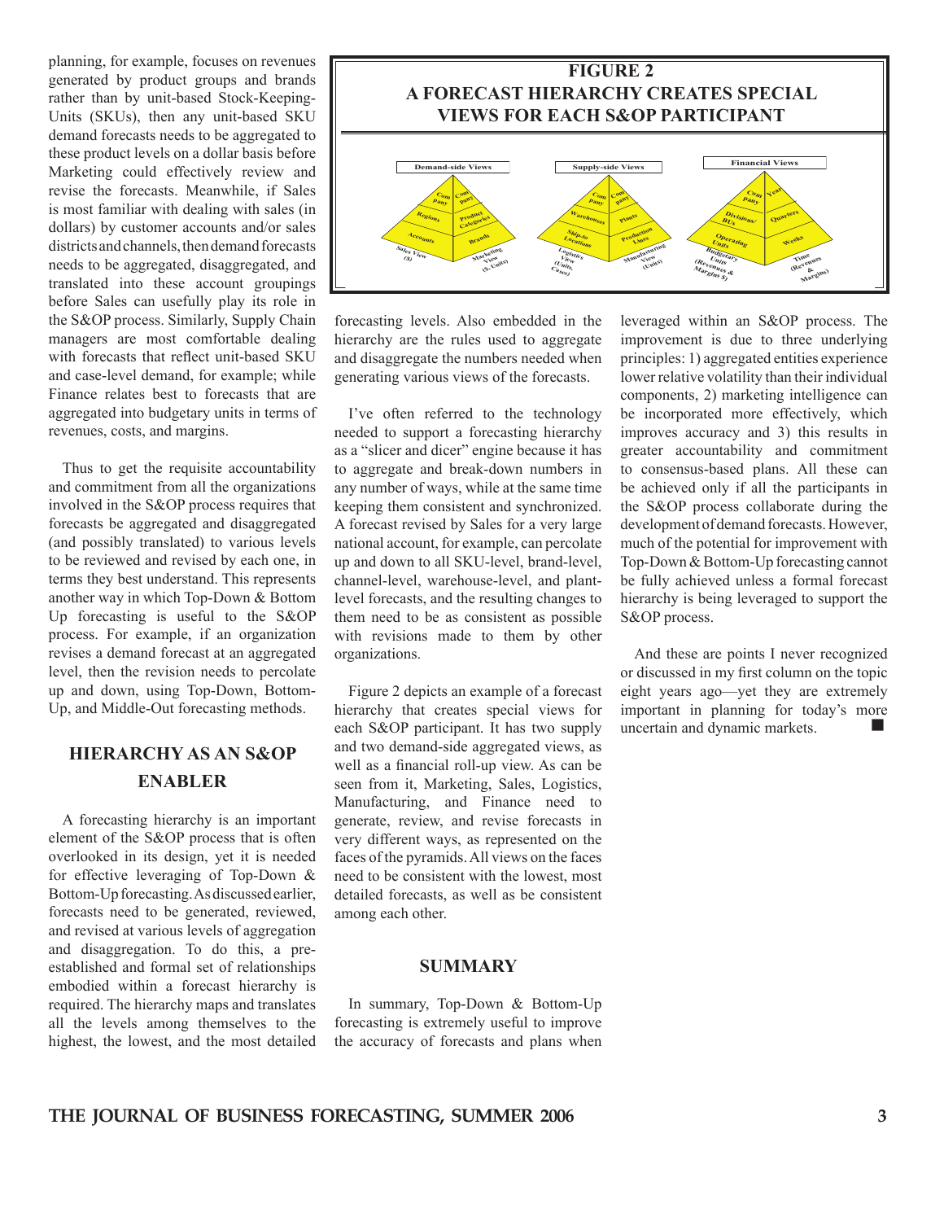planning, for example, focuses on revenues generated by product groups and brands rather than by unit-based Stock-Keeping-Units (SKUs), then any unit-based SKU demand forecasts needs to be aggregated to these product levels on a dollar basis before Marketing could effectively review and revise the forecasts. Meanwhile, if Sales is most familiar with dealing with sales (in dollars) by customer accounts and/or sales districts and channels, then demand forecasts needs to be aggregated, disaggregated, and translated into these account groupings before Sales can usefully play its role in the S&OP process. Similarly, Supply Chain managers are most comfortable dealing with forecasts that reflect unit-based SKU and case-level demand, for example; while Finance relates best to forecasts that are aggregated into budgetary units in terms of revenues, costs, and margins.

Thus to get the requisite accountability and commitment from all the organizations involved in the S&OP process requires that forecasts be aggregated and disaggregated (and possibly translated) to various levels to be reviewed and revised by each one, in terms they best understand. This represents another way in which Top-Down & Bottom Up forecasting is useful to the S&OP process. For example, if an organization revises a demand forecast at an aggregated level, then the revision needs to percolate up and down, using Top-Down, Bottom-Up, and Middle-Out forecasting methods.

## HIERARCHY AS AN S&OP ENABLER

A forecasting hierarchy is an important element of the S&OP process that is often overlooked in its design, yet it is needed for effective leveraging of Top-Down & Bottom-Up forecasting. As discussed earlier, forecasts need to be generated, reviewed, and revised at various levels of aggregation and disaggregation. To do this, a pre-established and formal set of relationships embodied within a forecast hierarchy is required. The hierarchy maps and translates all the levels among themselves to the highest, the lowest, and the most detailed forecasting levels. Also embedded in the hierarchy are the rules used to aggregate and disaggregate the numbers needed when generating various views of the forecasts.

**FIGURE 2**
**A FORECAST HIERARCHY CREATES SPECIAL VIEWS FOR EACH S&OP PARTICIPANT**

Demand-side Views
Com pany
Com pany
Regions
Product Categories
Accounts
Brands
Sales View ($)
Marketing View ($, Units)

Supply-side Views
Com pany
Com pany
Warehouses
Plants
Ship-to Locations
Production Lines
Logistics View (Units, Cases)
Manufacturing View (Units)

Financial Views
Com pany
Year
Divisions/ BUs
Quarters
Operating Units
Weeks
Budgetary Units (Revenues & Margins $)
Time (Revenues & Margins)

I've often referred to the technology needed to support a forecasting hierarchy as a "slicer and dicer" engine because it has to aggregate and break-down numbers in any number of ways, while at the same time keeping them consistent and synchronized. A forecast revised by Sales for a very large national account, for example, can percolate up and down to all SKU-level, brand-level, channel-level, warehouse-level, and plant-level forecasts, and the resulting changes to them need to be as consistent as possible with revisions made to them by other organizations.

Figure 2 depicts an example of a forecast hierarchy that creates special views for each S&OP participant. It has two supply and two demand-side aggregated views, as well as a financial roll-up view. As can be seen from it, Marketing, Sales, Logistics, Manufacturing, and Finance need to generate, review, and revise forecasts in very different ways, as represented on the faces of the pyramids. All views on the faces need to be consistent with the lowest, most detailed forecasts, as well as be consistent among each other.

## SUMMARY

In summary, Top-Down & Bottom-Up forecasting is extremely useful to improve the accuracy of forecasts and plans when leveraged within an S&OP process. The improvement is due to three underlying principles: 1) aggregated entities experience lower relative volatility than their individual components, 2) marketing intelligence can be incorporated more effectively, which improves accuracy and 3) this results in greater accountability and commitment to consensus-based plans. All these can be achieved only if all the participants in the S&OP process collaborate during the development of demand forecasts. However, much of the potential for improvement with Top-Down & Bottom-Up forecasting cannot be fully achieved unless a formal forecast hierarchy is being leveraged to support the S&OP process.

And these are points I never recognized or discussed in my first column on the topic eight years ago—yet they are extremely important in planning for today's more uncertain and dynamic markets. ■